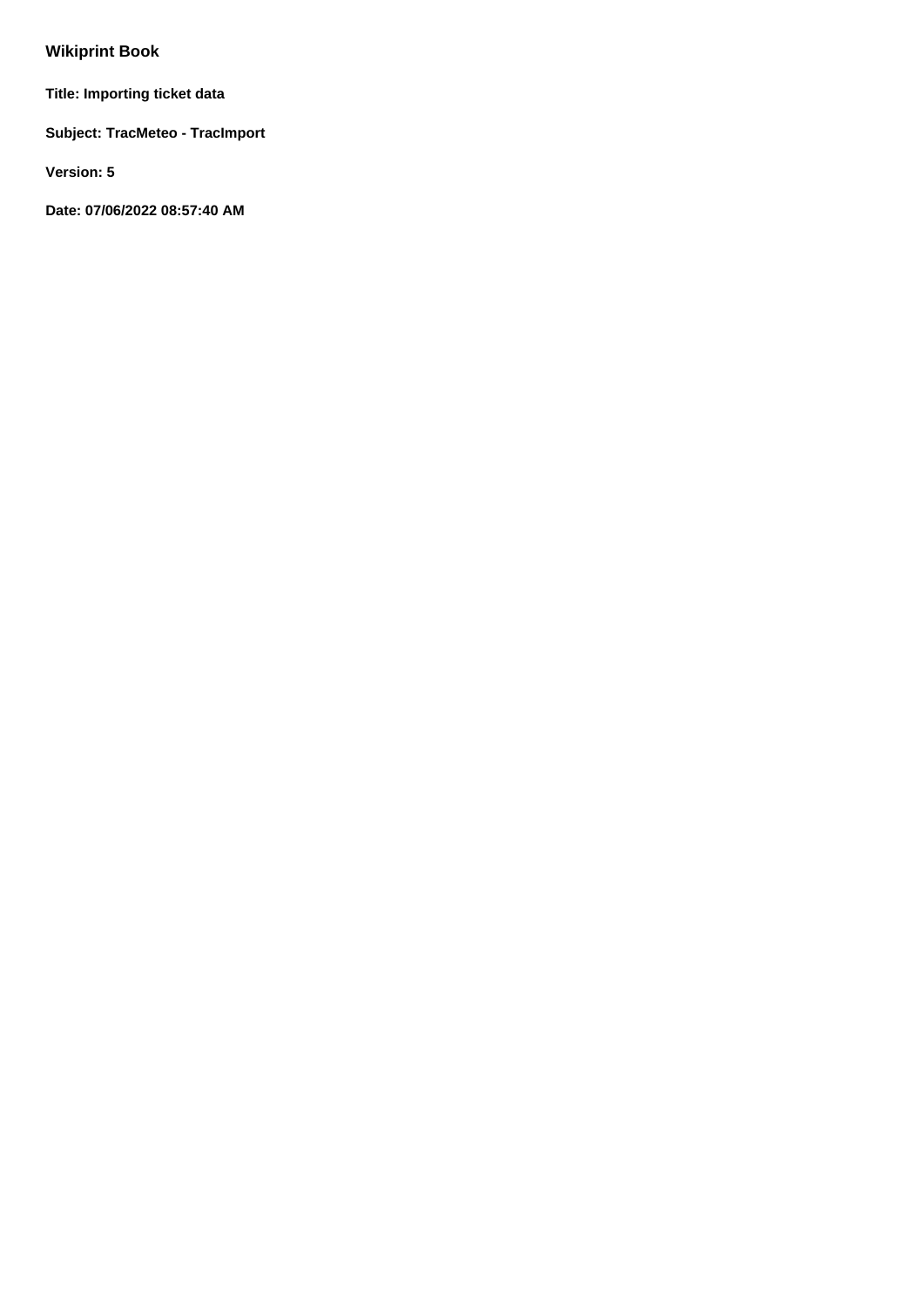# Wikiprint Book

**Title: Importing ticket data**

**Subject: TracMeteo - TracImport**

**Version: 5**

**Date: 07/06/2022 08:57:40 AM**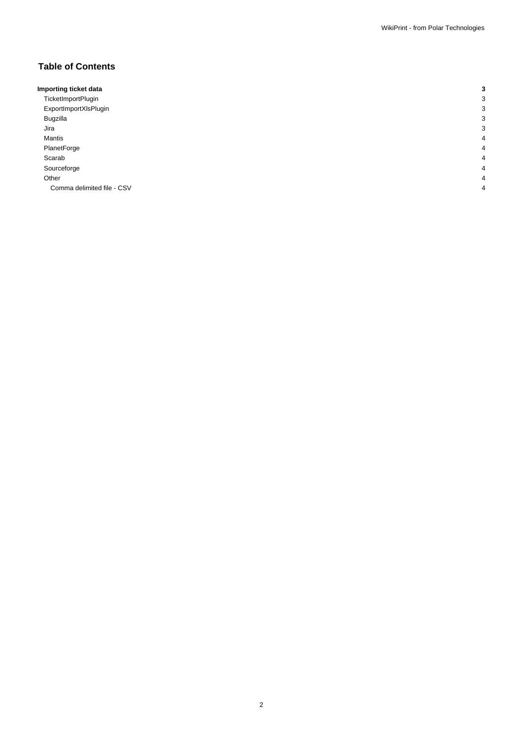## Table of Contents

| | |
|---|---|
| **Importing ticket data** | **3** |
| TicketImportPlugin | 3 |
| ExportImportXlsPlugin | 3 |
| Bugzilla | 3 |
| Jira | 3 |
| Mantis | 4 |
| PlanetForge | 4 |
| Scarab | 4 |
| Sourceforge | 4 |
| Other | 4 |
| Comma delimited file - CSV | 4 |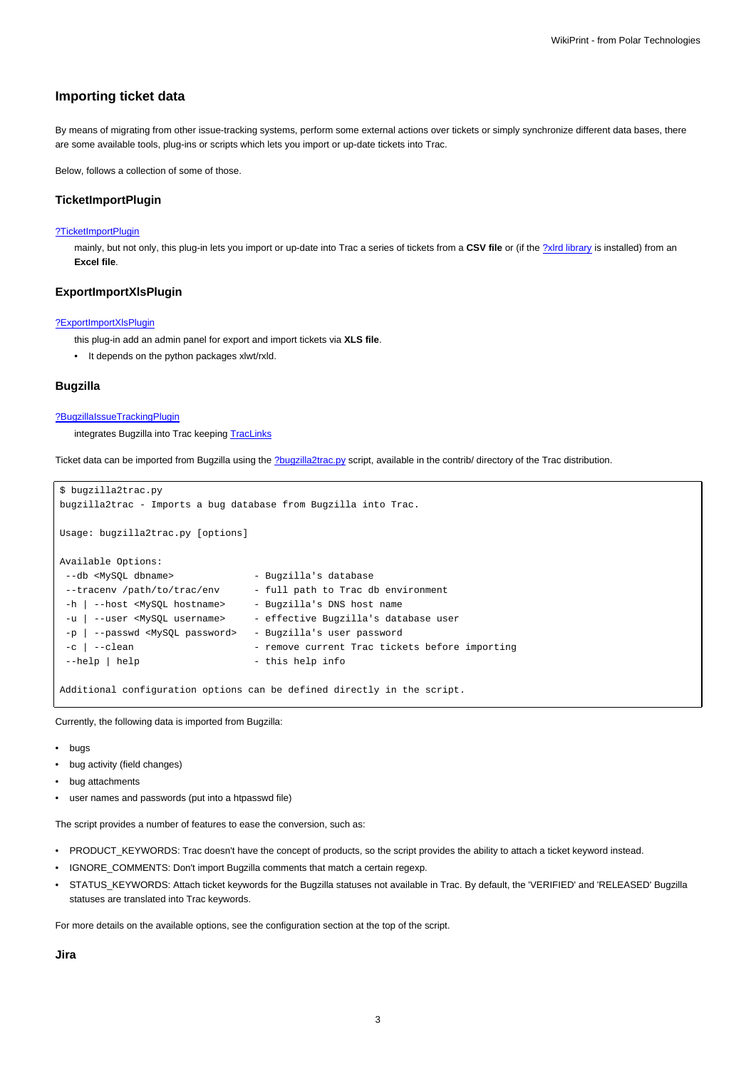## Importing ticket data

By means of migrating from other issue-tracking systems, perform some external actions over tickets or simply synchronize different data bases, there are some available tools, plug-ins or scripts which lets you import or up-date tickets into Trac.

Below, follows a collection of some of those.

### TicketImportPlugin

?TicketImportPlugin

mainly, but not only, this plug-in lets you import or up-date into Trac a series of tickets from a **CSV file** or (if the ?xlrd library is installed) from an **Excel file**.

### ExportImportXlsPlugin

?ExportImportXlsPlugin

this plug-in add an admin panel for export and import tickets via **XLS file**.

- It depends on the python packages xlwt/rxld.

### Bugzilla

?BugzillaIssueTrackingPlugin

integrates Bugzilla into Trac keeping TracLinks

Ticket data can be imported from Bugzilla using the ?bugzilla2trac.py script, available in the contrib/ directory of the Trac distribution.

```
$ bugzilla2trac.py
bugzilla2trac - Imports a bug database from Bugzilla into Trac.

Usage: bugzilla2trac.py [options]

Available Options:
 --db <MySQL dbname>              - Bugzilla's database
 --tracenv /path/to/trac/env      - full path to Trac db environment
 -h | --host <MySQL hostname>     - Bugzilla's DNS host name
 -u | --user <MySQL username>     - effective Bugzilla's database user
 -p | --passwd <MySQL password>   - Bugzilla's user password
 -c | --clean                     - remove current Trac tickets before importing
 --help | help                    - this help info

Additional configuration options can be defined directly in the script.
```

Currently, the following data is imported from Bugzilla:

- bugs
- bug activity (field changes)
- bug attachments
- user names and passwords (put into a htpasswd file)

The script provides a number of features to ease the conversion, such as:

- PRODUCT_KEYWORDS: Trac doesn't have the concept of products, so the script provides the ability to attach a ticket keyword instead.
- IGNORE_COMMENTS: Don't import Bugzilla comments that match a certain regexp.
- STATUS_KEYWORDS: Attach ticket keywords for the Bugzilla statuses not available in Trac. By default, the 'VERIFIED' and 'RELEASED' Bugzilla statuses are translated into Trac keywords.

For more details on the available options, see the configuration section at the top of the script.

### Jira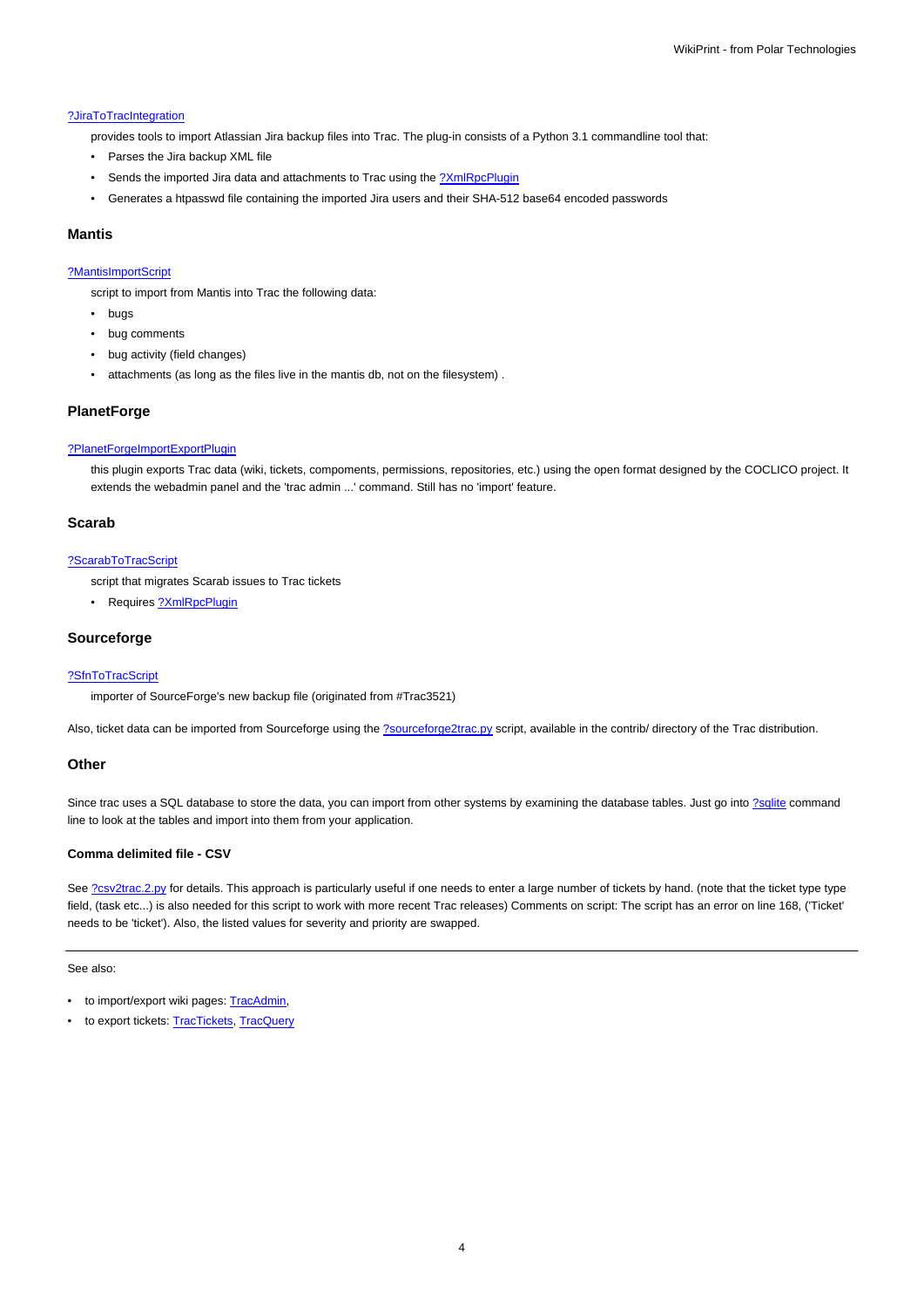?JiraToTracIntegration

provides tools to import Atlassian Jira backup files into Trac. The plug-in consists of a Python 3.1 commandline tool that:

- Parses the Jira backup XML file
- Sends the imported Jira data and attachments to Trac using the ?XmlRpcPlugin
- Generates a htpasswd file containing the imported Jira users and their SHA-512 base64 encoded passwords

### Mantis

?MantisImportScript

script to import from Mantis into Trac the following data:

- bugs
- bug comments
- bug activity (field changes)
- attachments (as long as the files live in the mantis db, not on the filesystem) .

### PlanetForge

?PlanetForgeImportExportPlugin

this plugin exports Trac data (wiki, tickets, compoments, permissions, repositories, etc.) using the open format designed by the COCLICO project. It extends the webadmin panel and the 'trac admin ...' command. Still has no 'import' feature.

### Scarab

?ScarabToTracScript

script that migrates Scarab issues to Trac tickets

- Requires ?XmlRpcPlugin

### Sourceforge

?SfnToTracScript

importer of SourceForge's new backup file (originated from #Trac3521)

Also, ticket data can be imported from Sourceforge using the ?sourceforge2trac.py script, available in the contrib/ directory of the Trac distribution.

### Other

Since trac uses a SQL database to store the data, you can import from other systems by examining the database tables. Just go into ?sqlite command line to look at the tables and import into them from your application.

#### Comma delimited file - CSV

See ?csv2trac.2.py for details. This approach is particularly useful if one needs to enter a large number of tickets by hand. (note that the ticket type type field, (task etc...) is also needed for this script to work with more recent Trac releases) Comments on script: The script has an error on line 168, ('Ticket' needs to be 'ticket'). Also, the listed values for severity and priority are swapped.

---

See also:

- to import/export wiki pages: TracAdmin,
- to export tickets: TracTickets, TracQuery